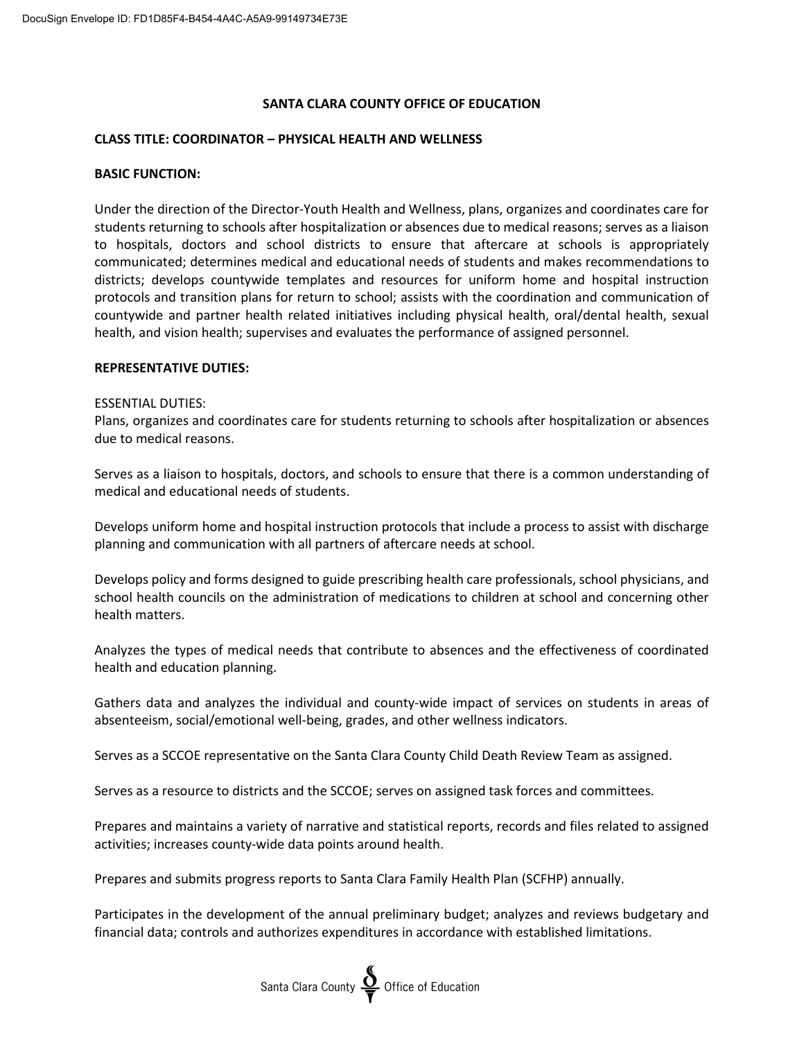# SANTA CLARA COUNTY OFFICE OF EDUCATION

## CLASS TITLE: COORDINATOR – PHYSICAL HEALTH AND WELLNESS

### BASIC FUNCTION:

Under the direction of the Director-Youth Health and Wellness, plans, organizes and coordinates care for students returning to schools after hospitalization or absences due to medical reasons; serves as a liaison to hospitals, doctors and school districts to ensure that aftercare at schools is appropriately communicated; determines medical and educational needs of students and makes recommendations to districts; develops countywide templates and resources for uniform home and hospital instruction protocols and transition plans for return to school; assists with the coordination and communication of countywide and partner health related initiatives including physical health, oral/dental health, sexual health, and vision health; supervises and evaluates the performance of assigned personnel.

### REPRESENTATIVE DUTIES:

ESSENTIAL DUTIES:

Plans, organizes and coordinates care for students returning to schools after hospitalization or absences due to medical reasons.

Serves as a liaison to hospitals, doctors, and schools to ensure that there is a common understanding of medical and educational needs of students.

Develops uniform home and hospital instruction protocols that include a process to assist with discharge planning and communication with all partners of aftercare needs at school.

Develops policy and forms designed to guide prescribing health care professionals, school physicians, and school health councils on the administration of medications to children at school and concerning other health matters.

Analyzes the types of medical needs that contribute to absences and the effectiveness of coordinated health and education planning.

Gathers data and analyzes the individual and county-wide impact of services on students in areas of absenteeism, social/emotional well-being, grades, and other wellness indicators.

Serves as a SCCOE representative on the Santa Clara County Child Death Review Team as assigned.

Serves as a resource to districts and the SCCOE; serves on assigned task forces and committees.

Prepares and maintains a variety of narrative and statistical reports, records and files related to assigned activities; increases county-wide data points around health.

Prepares and submits progress reports to Santa Clara Family Health Plan (SCFHP) annually.

Participates in the development of the annual preliminary budget; analyzes and reviews budgetary and financial data; controls and authorizes expenditures in accordance with established limitations.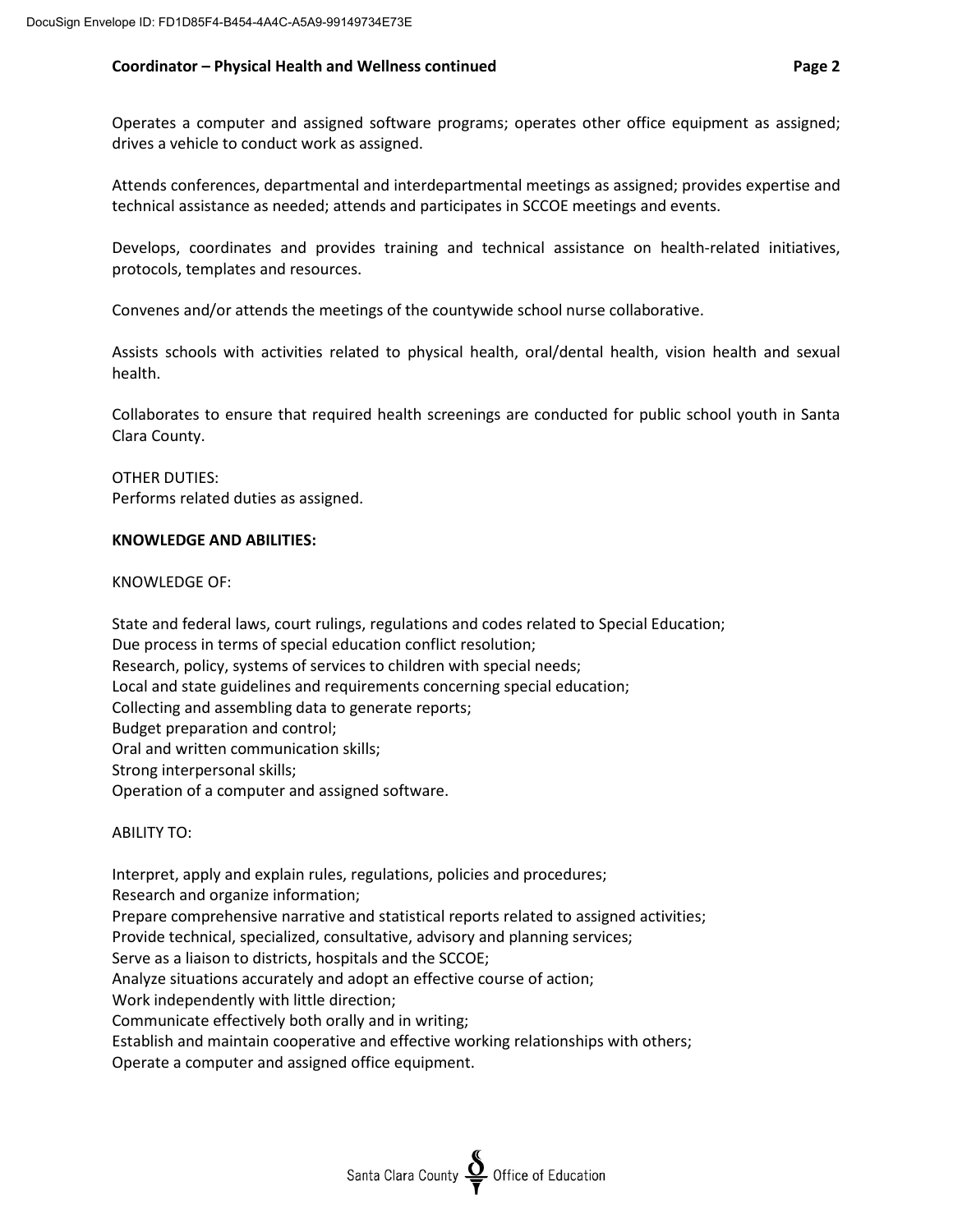Operates a computer and assigned software programs; operates other office equipment as assigned; drives a vehicle to conduct work as assigned.

Attends conferences, departmental and interdepartmental meetings as assigned; provides expertise and technical assistance as needed; attends and participates in SCCOE meetings and events.

Develops, coordinates and provides training and technical assistance on health-related initiatives, protocols, templates and resources.

Convenes and/or attends the meetings of the countywide school nurse collaborative.

Assists schools with activities related to physical health, oral/dental health, vision health and sexual health.

Collaborates to ensure that required health screenings are conducted for public school youth in Santa Clara County.

OTHER DUTIES:
Performs related duties as assigned.

**KNOWLEDGE AND ABILITIES:**

KNOWLEDGE OF:

State and federal laws, court rulings, regulations and codes related to Special Education;
Due process in terms of special education conflict resolution;
Research, policy, systems of services to children with special needs;
Local and state guidelines and requirements concerning special education;
Collecting and assembling data to generate reports;
Budget preparation and control;
Oral and written communication skills;
Strong interpersonal skills;
Operation of a computer and assigned software.

ABILITY TO:

Interpret, apply and explain rules, regulations, policies and procedures;
Research and organize information;
Prepare comprehensive narrative and statistical reports related to assigned activities;
Provide technical, specialized, consultative, advisory and planning services;
Serve as a liaison to districts, hospitals and the SCCOE;
Analyze situations accurately and adopt an effective course of action;
Work independently with little direction;
Communicate effectively both orally and in writing;
Establish and maintain cooperative and effective working relationships with others;
Operate a computer and assigned office equipment.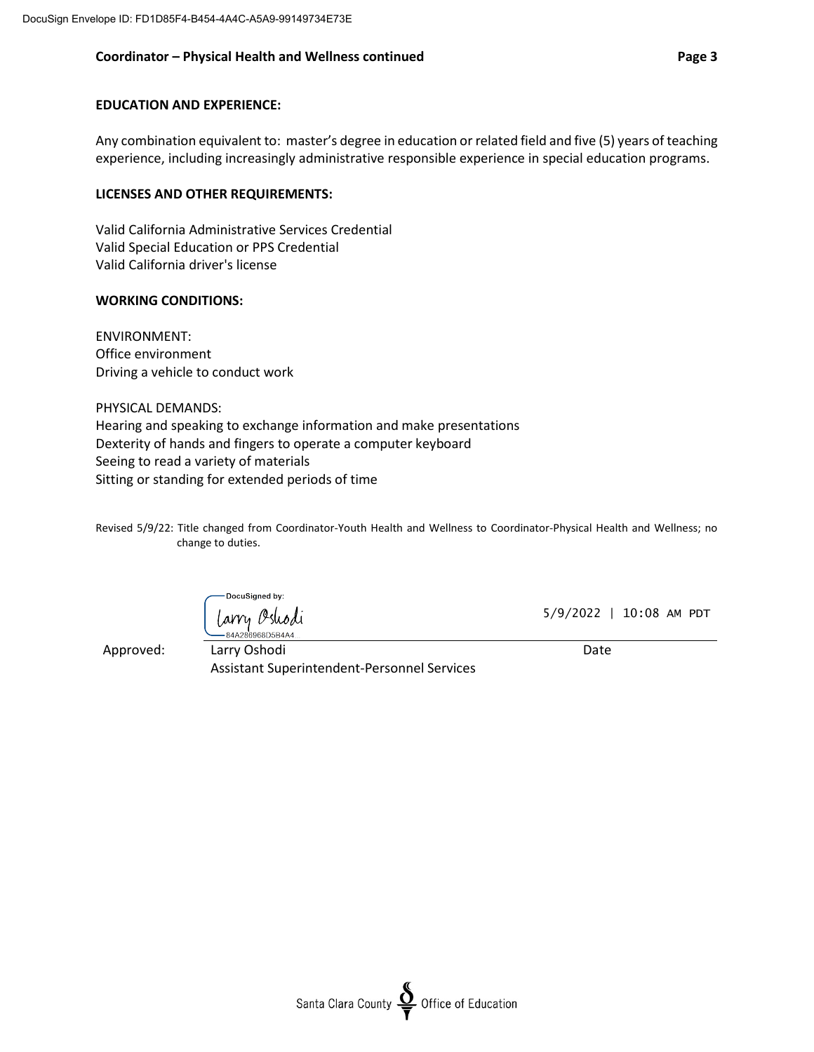**EDUCATION AND EXPERIENCE:**

Any combination equivalent to: master's degree in education or related field and five (5) years of teaching experience, including increasingly administrative responsible experience in special education programs.

**LICENSES AND OTHER REQUIREMENTS:**

Valid California Administrative Services Credential
Valid Special Education or PPS Credential
Valid California driver's license

**WORKING CONDITIONS:**

ENVIRONMENT:
Office environment
Driving a vehicle to conduct work

PHYSICAL DEMANDS:
Hearing and speaking to exchange information and make presentations
Dexterity of hands and fingers to operate a computer keyboard
Seeing to read a variety of materials
Sitting or standing for extended periods of time

Revised 5/9/22: Title changed from Coordinator-Youth Health and Wellness to Coordinator-Physical Health and Wellness; no change to duties.

DocuSigned by:
Larry Oshodi
84A286968D5B4A4

5/9/2022 | 10:08 AM PDT

Approved: Larry Oshodi, Assistant Superintendent-Personnel Services — Date